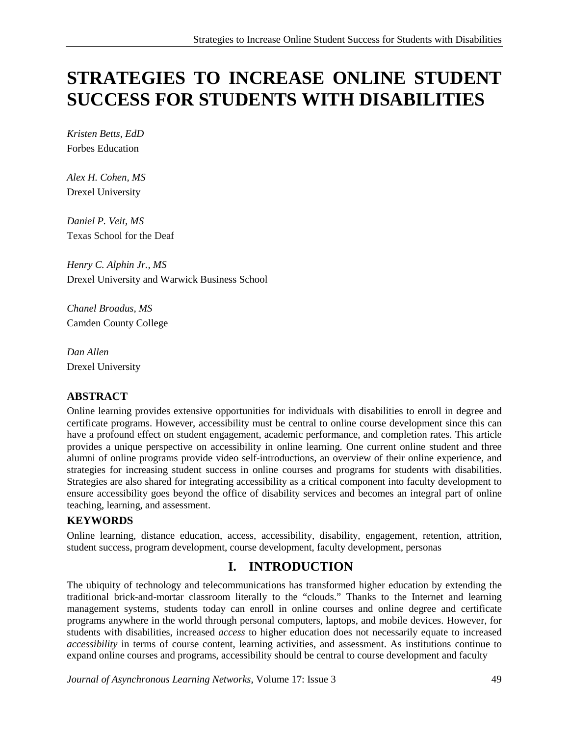# STRATEGIES TO INCREASE ONLINE STUDENT SUCCESS FOR STUDENTS WITH DISABILITIES

*Kristen Betts, EdD*
Forbes Education

*Alex H. Cohen, MS*
Drexel University

*Daniel P. Veit, MS*
Texas School for the Deaf

*Henry C. Alphin Jr., MS*
Drexel University and Warwick Business School

*Chanel Broadus, MS*
Camden County College

*Dan Allen*
Drexel University

### ABSTRACT

Online learning provides extensive opportunities for individuals with disabilities to enroll in degree and certificate programs. However, accessibility must be central to online course development since this can have a profound effect on student engagement, academic performance, and completion rates. This article provides a unique perspective on accessibility in online learning. One current online student and three alumni of online programs provide video self-introductions, an overview of their online experience, and strategies for increasing student success in online courses and programs for students with disabilities. Strategies are also shared for integrating accessibility as a critical component into faculty development to ensure accessibility goes beyond the office of disability services and becomes an integral part of online teaching, learning, and assessment.

### KEYWORDS

Online learning, distance education, access, accessibility, disability, engagement, retention, attrition, student success, program development, course development, faculty development, personas

## I. INTRODUCTION

The ubiquity of technology and telecommunications has transformed higher education by extending the traditional brick-and-mortar classroom literally to the "clouds." Thanks to the Internet and learning management systems, students today can enroll in online courses and online degree and certificate programs anywhere in the world through personal computers, laptops, and mobile devices. However, for students with disabilities, increased *access* to higher education does not necessarily equate to increased *accessibility* in terms of course content, learning activities, and assessment. As institutions continue to expand online courses and programs, accessibility should be central to course development and faculty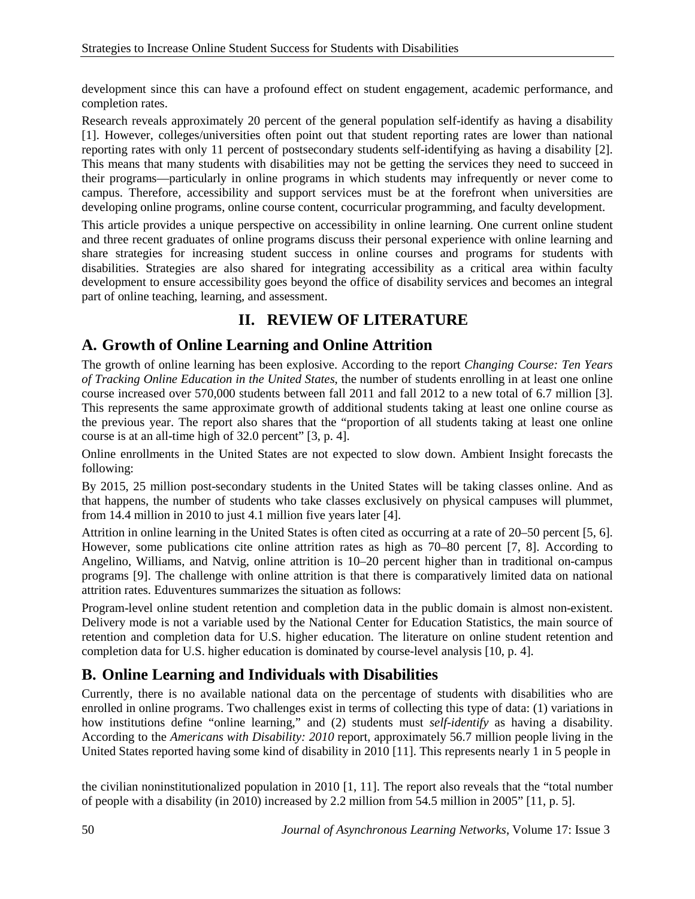development since this can have a profound effect on student engagement, academic performance, and completion rates.

Research reveals approximately 20 percent of the general population self-identify as having a disability [1]. However, colleges/universities often point out that student reporting rates are lower than national reporting rates with only 11 percent of postsecondary students self-identifying as having a disability [2]. This means that many students with disabilities may not be getting the services they need to succeed in their programs—particularly in online programs in which students may infrequently or never come to campus. Therefore, accessibility and support services must be at the forefront when universities are developing online programs, online course content, cocurricular programming, and faculty development.

This article provides a unique perspective on accessibility in online learning. One current online student and three recent graduates of online programs discuss their personal experience with online learning and share strategies for increasing student success in online courses and programs for students with disabilities. Strategies are also shared for integrating accessibility as a critical area within faculty development to ensure accessibility goes beyond the office of disability services and becomes an integral part of online teaching, learning, and assessment.

# II. REVIEW OF LITERATURE

## A. Growth of Online Learning and Online Attrition

The growth of online learning has been explosive. According to the report *Changing Course: Ten Years of Tracking Online Education in the United States*, the number of students enrolling in at least one online course increased over 570,000 students between fall 2011 and fall 2012 to a new total of 6.7 million [3]. This represents the same approximate growth of additional students taking at least one online course as the previous year. The report also shares that the "proportion of all students taking at least one online course is at an all-time high of 32.0 percent" [3, p. 4].

Online enrollments in the United States are not expected to slow down. Ambient Insight forecasts the following:

By 2015, 25 million post-secondary students in the United States will be taking classes online. And as that happens, the number of students who take classes exclusively on physical campuses will plummet, from 14.4 million in 2010 to just 4.1 million five years later [4].

Attrition in online learning in the United States is often cited as occurring at a rate of 20–50 percent [5, 6]. However, some publications cite online attrition rates as high as 70–80 percent [7, 8]. According to Angelino, Williams, and Natvig, online attrition is 10–20 percent higher than in traditional on-campus programs [9]. The challenge with online attrition is that there is comparatively limited data on national attrition rates. Eduventures summarizes the situation as follows:

Program-level online student retention and completion data in the public domain is almost non-existent. Delivery mode is not a variable used by the National Center for Education Statistics, the main source of retention and completion data for U.S. higher education. The literature on online student retention and completion data for U.S. higher education is dominated by course-level analysis [10, p. 4].

## B. Online Learning and Individuals with Disabilities

Currently, there is no available national data on the percentage of students with disabilities who are enrolled in online programs. Two challenges exist in terms of collecting this type of data: (1) variations in how institutions define "online learning," and (2) students must *self-identify* as having a disability. According to the *Americans with Disability: 2010* report, approximately 56.7 million people living in the United States reported having some kind of disability in 2010 [11]. This represents nearly 1 in 5 people in the civilian noninstitutionalized population in 2010 [1, 11]. The report also reveals that the "total number of people with a disability (in 2010) increased by 2.2 million from 54.5 million in 2005" [11, p. 5].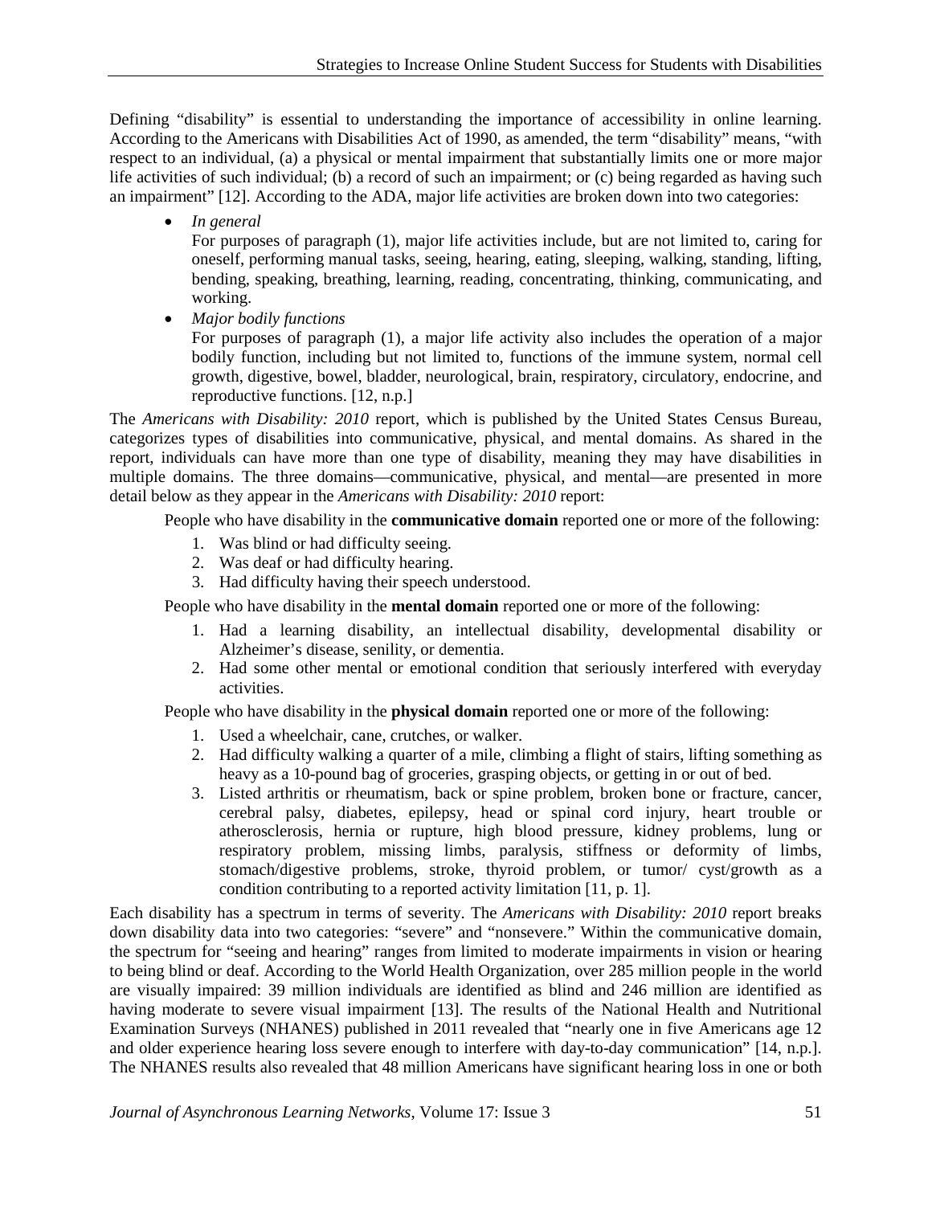Defining "disability" is essential to understanding the importance of accessibility in online learning. According to the Americans with Disabilities Act of 1990, as amended, the term "disability" means, "with respect to an individual, (a) a physical or mental impairment that substantially limits one or more major life activities of such individual; (b) a record of such an impairment; or (c) being regarded as having such an impairment" [12]. According to the ADA, major life activities are broken down into two categories:

- *In general*
  For purposes of paragraph (1), major life activities include, but are not limited to, caring for oneself, performing manual tasks, seeing, hearing, eating, sleeping, walking, standing, lifting, bending, speaking, breathing, learning, reading, concentrating, thinking, communicating, and working.
- *Major bodily functions*
  For purposes of paragraph (1), a major life activity also includes the operation of a major bodily function, including but not limited to, functions of the immune system, normal cell growth, digestive, bowel, bladder, neurological, brain, respiratory, circulatory, endocrine, and reproductive functions. [12, n.p.]

The *Americans with Disability: 2010* report, which is published by the United States Census Bureau, categorizes types of disabilities into communicative, physical, and mental domains. As shared in the report, individuals can have more than one type of disability, meaning they may have disabilities in multiple domains. The three domains—communicative, physical, and mental—are presented in more detail below as they appear in the *Americans with Disability: 2010* report:

People who have disability in the **communicative domain** reported one or more of the following:

1. Was blind or had difficulty seeing.
2. Was deaf or had difficulty hearing.
3. Had difficulty having their speech understood.

People who have disability in the **mental domain** reported one or more of the following:

1. Had a learning disability, an intellectual disability, developmental disability or Alzheimer's disease, senility, or dementia.
2. Had some other mental or emotional condition that seriously interfered with everyday activities.

People who have disability in the **physical domain** reported one or more of the following:

1. Used a wheelchair, cane, crutches, or walker.
2. Had difficulty walking a quarter of a mile, climbing a flight of stairs, lifting something as heavy as a 10-pound bag of groceries, grasping objects, or getting in or out of bed.
3. Listed arthritis or rheumatism, back or spine problem, broken bone or fracture, cancer, cerebral palsy, diabetes, epilepsy, head or spinal cord injury, heart trouble or atherosclerosis, hernia or rupture, high blood pressure, kidney problems, lung or respiratory problem, missing limbs, paralysis, stiffness or deformity of limbs, stomach/digestive problems, stroke, thyroid problem, or tumor/ cyst/growth as a condition contributing to a reported activity limitation [11, p. 1].

Each disability has a spectrum in terms of severity. The *Americans with Disability: 2010* report breaks down disability data into two categories: "severe" and "nonsevere." Within the communicative domain, the spectrum for "seeing and hearing" ranges from limited to moderate impairments in vision or hearing to being blind or deaf. According to the World Health Organization, over 285 million people in the world are visually impaired: 39 million individuals are identified as blind and 246 million are identified as having moderate to severe visual impairment [13]. The results of the National Health and Nutritional Examination Surveys (NHANES) published in 2011 revealed that "nearly one in five Americans age 12 and older experience hearing loss severe enough to interfere with day-to-day communication" [14, n.p.]. The NHANES results also revealed that 48 million Americans have significant hearing loss in one or both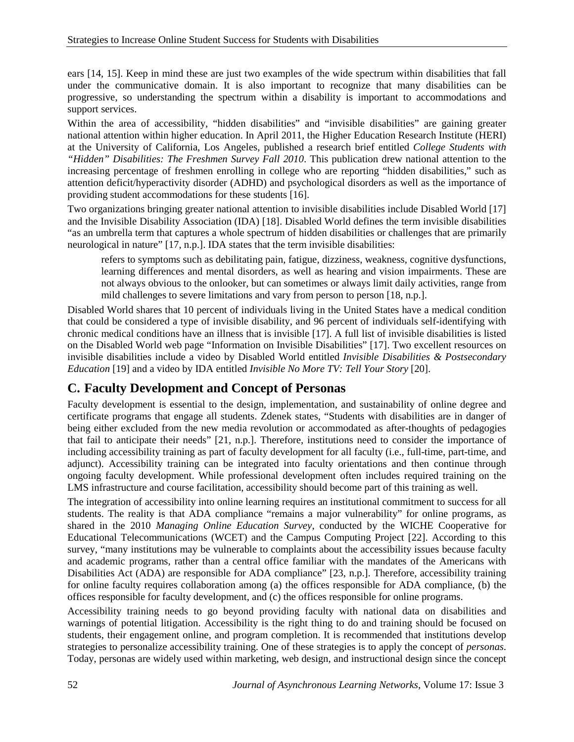ears [14, 15]. Keep in mind these are just two examples of the wide spectrum within disabilities that fall under the communicative domain. It is also important to recognize that many disabilities can be progressive, so understanding the spectrum within a disability is important to accommodations and support services.

Within the area of accessibility, "hidden disabilities" and "invisible disabilities" are gaining greater national attention within higher education. In April 2011, the Higher Education Research Institute (HERI) at the University of California, Los Angeles, published a research brief entitled *College Students with "Hidden" Disabilities: The Freshmen Survey Fall 2010*. This publication drew national attention to the increasing percentage of freshmen enrolling in college who are reporting "hidden disabilities," such as attention deficit/hyperactivity disorder (ADHD) and psychological disorders as well as the importance of providing student accommodations for these students [16].

Two organizations bringing greater national attention to invisible disabilities include Disabled World [17] and the Invisible Disability Association (IDA) [18]. Disabled World defines the term invisible disabilities "as an umbrella term that captures a whole spectrum of hidden disabilities or challenges that are primarily neurological in nature" [17, n.p.]. IDA states that the term invisible disabilities:

> refers to symptoms such as debilitating pain, fatigue, dizziness, weakness, cognitive dysfunctions, learning differences and mental disorders, as well as hearing and vision impairments. These are not always obvious to the onlooker, but can sometimes or always limit daily activities, range from mild challenges to severe limitations and vary from person to person [18, n.p.].

Disabled World shares that 10 percent of individuals living in the United States have a medical condition that could be considered a type of invisible disability, and 96 percent of individuals self-identifying with chronic medical conditions have an illness that is invisible [17]. A full list of invisible disabilities is listed on the Disabled World web page "Information on Invisible Disabilities" [17]. Two excellent resources on invisible disabilities include a video by Disabled World entitled *Invisible Disabilities & Postsecondary Education* [19] and a video by IDA entitled *Invisible No More TV: Tell Your Story* [20].

## C. Faculty Development and Concept of Personas

Faculty development is essential to the design, implementation, and sustainability of online degree and certificate programs that engage all students. Zdenek states, "Students with disabilities are in danger of being either excluded from the new media revolution or accommodated as after-thoughts of pedagogies that fail to anticipate their needs" [21, n.p.]. Therefore, institutions need to consider the importance of including accessibility training as part of faculty development for all faculty (i.e., full-time, part-time, and adjunct). Accessibility training can be integrated into faculty orientations and then continue through ongoing faculty development. While professional development often includes required training on the LMS infrastructure and course facilitation, accessibility should become part of this training as well.

The integration of accessibility into online learning requires an institutional commitment to success for all students. The reality is that ADA compliance "remains a major vulnerability" for online programs, as shared in the 2010 *Managing Online Education Survey*, conducted by the WICHE Cooperative for Educational Telecommunications (WCET) and the Campus Computing Project [22]. According to this survey, "many institutions may be vulnerable to complaints about the accessibility issues because faculty and academic programs, rather than a central office familiar with the mandates of the Americans with Disabilities Act (ADA) are responsible for ADA compliance" [23, n.p.]. Therefore, accessibility training for online faculty requires collaboration among (a) the offices responsible for ADA compliance, (b) the offices responsible for faculty development, and (c) the offices responsible for online programs.

Accessibility training needs to go beyond providing faculty with national data on disabilities and warnings of potential litigation. Accessibility is the right thing to do and training should be focused on students, their engagement online, and program completion. It is recommended that institutions develop strategies to personalize accessibility training. One of these strategies is to apply the concept of *personas*. Today, personas are widely used within marketing, web design, and instructional design since the concept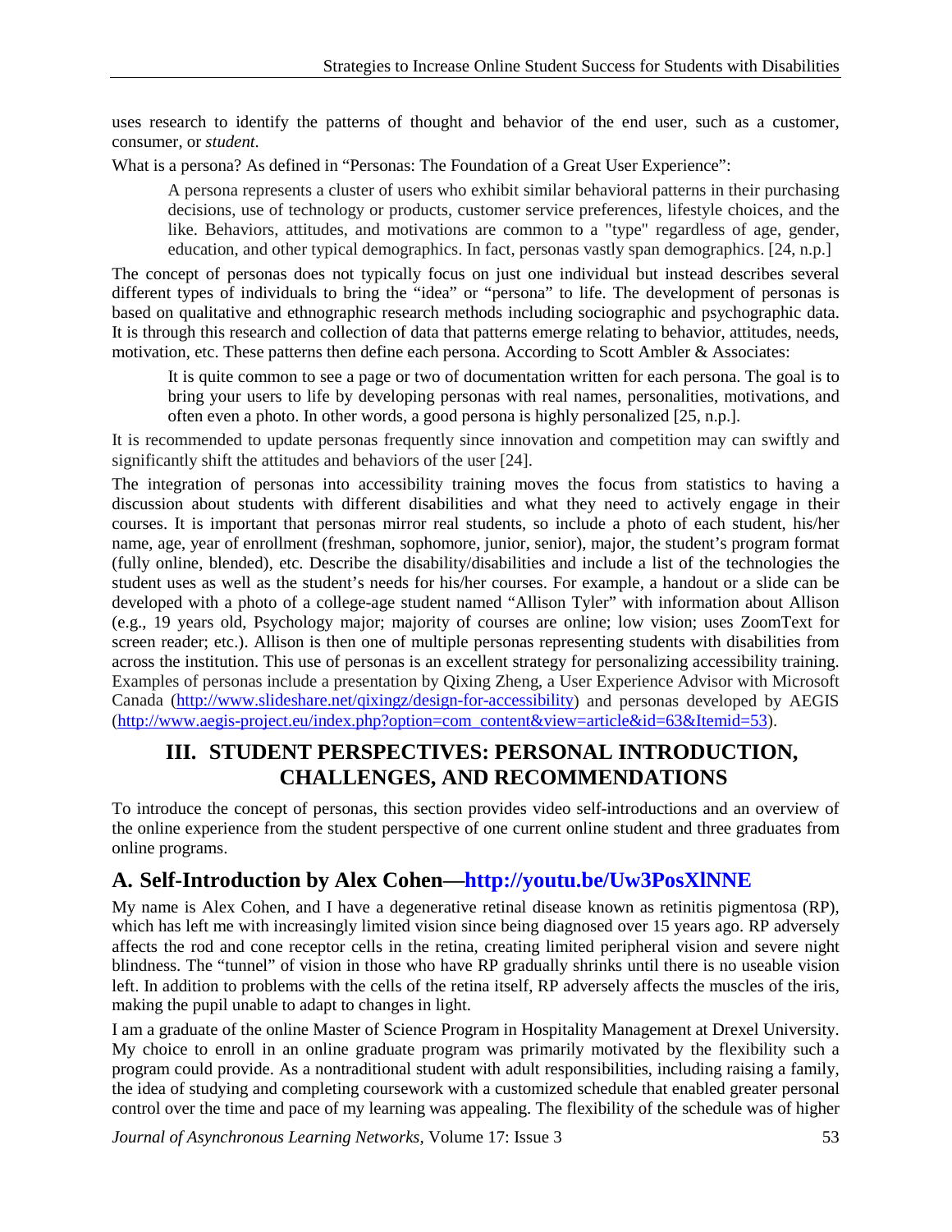uses research to identify the patterns of thought and behavior of the end user, such as a customer, consumer, or *student*.

What is a persona? As defined in "Personas: The Foundation of a Great User Experience":

> A persona represents a cluster of users who exhibit similar behavioral patterns in their purchasing decisions, use of technology or products, customer service preferences, lifestyle choices, and the like. Behaviors, attitudes, and motivations are common to a "type" regardless of age, gender, education, and other typical demographics. In fact, personas vastly span demographics. [24, n.p.]

The concept of personas does not typically focus on just one individual but instead describes several different types of individuals to bring the "idea" or "persona" to life. The development of personas is based on qualitative and ethnographic research methods including sociographic and psychographic data. It is through this research and collection of data that patterns emerge relating to behavior, attitudes, needs, motivation, etc. These patterns then define each persona. According to Scott Ambler & Associates:

> It is quite common to see a page or two of documentation written for each persona. The goal is to bring your users to life by developing personas with real names, personalities, motivations, and often even a photo. In other words, a good persona is highly personalized [25, n.p.].

It is recommended to update personas frequently since innovation and competition may can swiftly and significantly shift the attitudes and behaviors of the user [24].

The integration of personas into accessibility training moves the focus from statistics to having a discussion about students with different disabilities and what they need to actively engage in their courses. It is important that personas mirror real students, so include a photo of each student, his/her name, age, year of enrollment (freshman, sophomore, junior, senior), major, the student's program format (fully online, blended), etc. Describe the disability/disabilities and include a list of the technologies the student uses as well as the student's needs for his/her courses. For example, a handout or a slide can be developed with a photo of a college-age student named "Allison Tyler" with information about Allison (e.g., 19 years old, Psychology major; majority of courses are online; low vision; uses ZoomText for screen reader; etc.). Allison is then one of multiple personas representing students with disabilities from across the institution. This use of personas is an excellent strategy for personalizing accessibility training. Examples of personas include a presentation by Qixing Zheng, a User Experience Advisor with Microsoft Canada (http://www.slideshare.net/qixingz/design-for-accessibility) and personas developed by AEGIS (http://www.aegis-project.eu/index.php?option=com_content&view=article&id=63&Itemid=53).

## III. STUDENT PERSPECTIVES: PERSONAL INTRODUCTION, CHALLENGES, AND RECOMMENDATIONS

To introduce the concept of personas, this section provides video self-introductions and an overview of the online experience from the student perspective of one current online student and three graduates from online programs.

### A. Self-Introduction by Alex Cohen—http://youtu.be/Uw3PosXlNNE

My name is Alex Cohen, and I have a degenerative retinal disease known as retinitis pigmentosa (RP), which has left me with increasingly limited vision since being diagnosed over 15 years ago. RP adversely affects the rod and cone receptor cells in the retina, creating limited peripheral vision and severe night blindness. The "tunnel" of vision in those who have RP gradually shrinks until there is no useable vision left. In addition to problems with the cells of the retina itself, RP adversely affects the muscles of the iris, making the pupil unable to adapt to changes in light.

I am a graduate of the online Master of Science Program in Hospitality Management at Drexel University. My choice to enroll in an online graduate program was primarily motivated by the flexibility such a program could provide. As a nontraditional student with adult responsibilities, including raising a family, the idea of studying and completing coursework with a customized schedule that enabled greater personal control over the time and pace of my learning was appealing. The flexibility of the schedule was of higher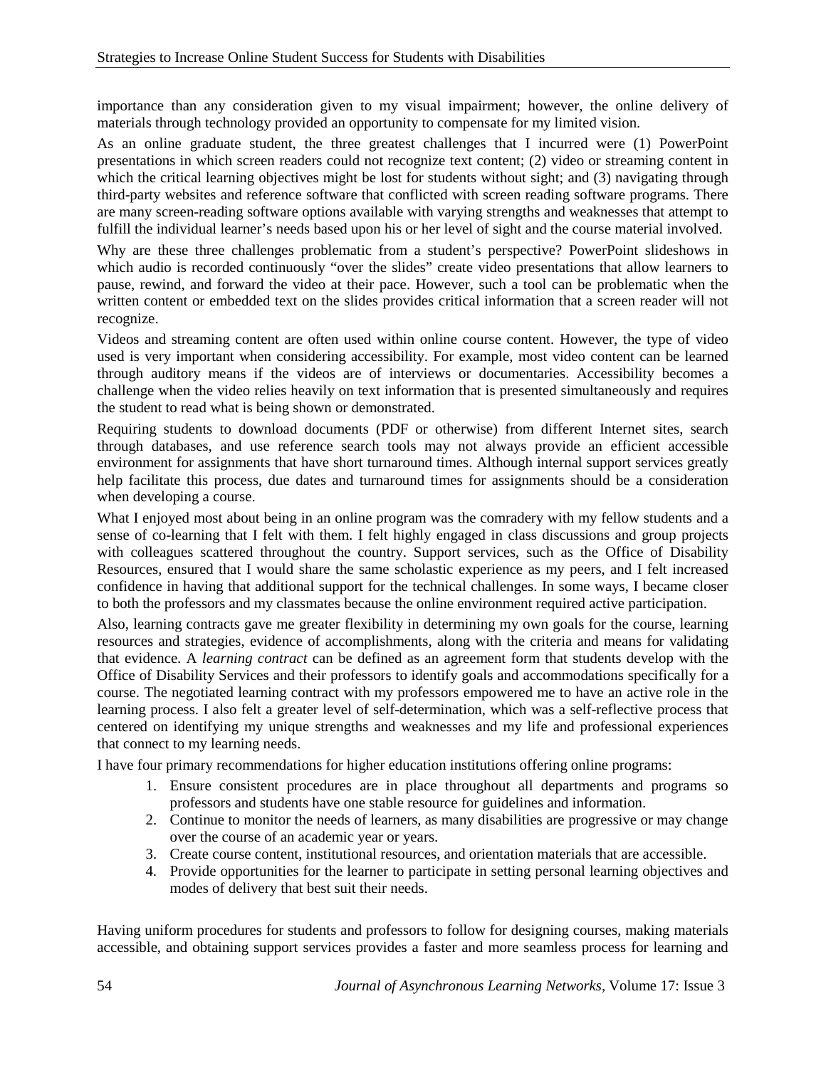importance than any consideration given to my visual impairment; however, the online delivery of materials through technology provided an opportunity to compensate for my limited vision.

As an online graduate student, the three greatest challenges that I incurred were (1) PowerPoint presentations in which screen readers could not recognize text content; (2) video or streaming content in which the critical learning objectives might be lost for students without sight; and (3) navigating through third-party websites and reference software that conflicted with screen reading software programs. There are many screen-reading software options available with varying strengths and weaknesses that attempt to fulfill the individual learner's needs based upon his or her level of sight and the course material involved.

Why are these three challenges problematic from a student's perspective? PowerPoint slideshows in which audio is recorded continuously "over the slides" create video presentations that allow learners to pause, rewind, and forward the video at their pace. However, such a tool can be problematic when the written content or embedded text on the slides provides critical information that a screen reader will not recognize.

Videos and streaming content are often used within online course content. However, the type of video used is very important when considering accessibility. For example, most video content can be learned through auditory means if the videos are of interviews or documentaries. Accessibility becomes a challenge when the video relies heavily on text information that is presented simultaneously and requires the student to read what is being shown or demonstrated.

Requiring students to download documents (PDF or otherwise) from different Internet sites, search through databases, and use reference search tools may not always provide an efficient accessible environment for assignments that have short turnaround times. Although internal support services greatly help facilitate this process, due dates and turnaround times for assignments should be a consideration when developing a course.

What I enjoyed most about being in an online program was the comradery with my fellow students and a sense of co-learning that I felt with them. I felt highly engaged in class discussions and group projects with colleagues scattered throughout the country. Support services, such as the Office of Disability Resources, ensured that I would share the same scholastic experience as my peers, and I felt increased confidence in having that additional support for the technical challenges. In some ways, I became closer to both the professors and my classmates because the online environment required active participation.

Also, learning contracts gave me greater flexibility in determining my own goals for the course, learning resources and strategies, evidence of accomplishments, along with the criteria and means for validating that evidence. A *learning contract* can be defined as an agreement form that students develop with the Office of Disability Services and their professors to identify goals and accommodations specifically for a course. The negotiated learning contract with my professors empowered me to have an active role in the learning process. I also felt a greater level of self-determination, which was a self-reflective process that centered on identifying my unique strengths and weaknesses and my life and professional experiences that connect to my learning needs.

I have four primary recommendations for higher education institutions offering online programs:

1. Ensure consistent procedures are in place throughout all departments and programs so professors and students have one stable resource for guidelines and information.
2. Continue to monitor the needs of learners, as many disabilities are progressive or may change over the course of an academic year or years.
3. Create course content, institutional resources, and orientation materials that are accessible.
4. Provide opportunities for the learner to participate in setting personal learning objectives and modes of delivery that best suit their needs.

Having uniform procedures for students and professors to follow for designing courses, making materials accessible, and obtaining support services provides a faster and more seamless process for learning and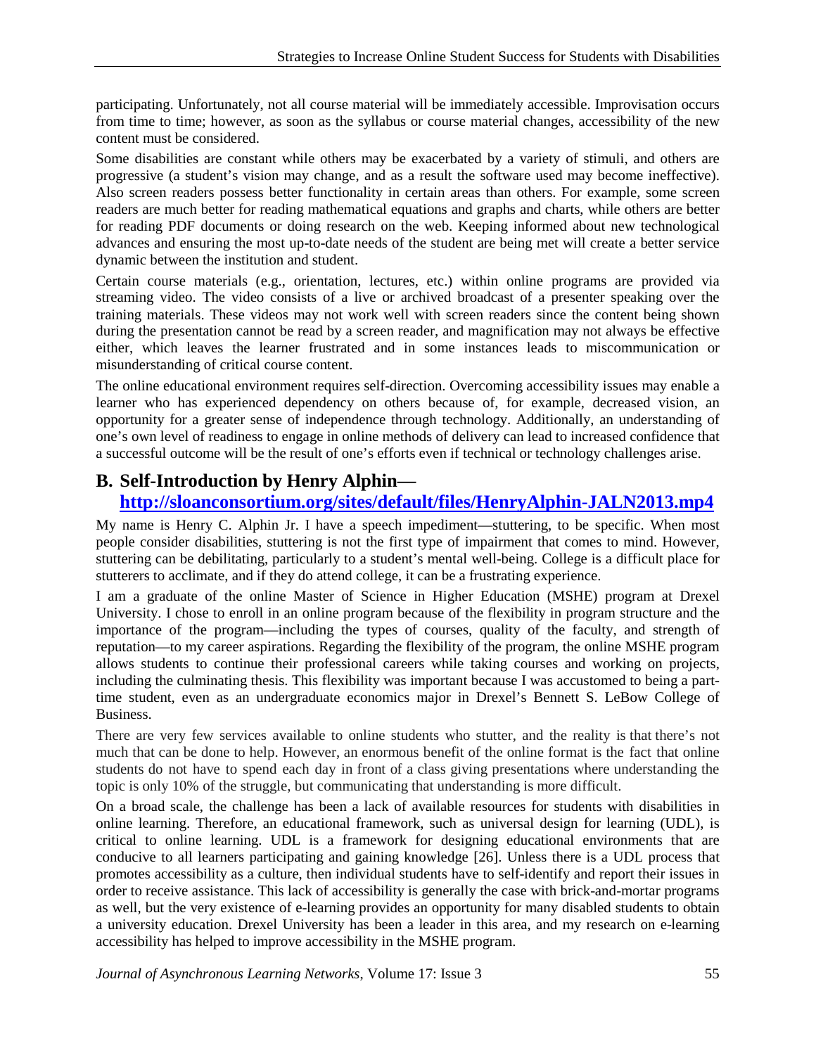participating. Unfortunately, not all course material will be immediately accessible. Improvisation occurs from time to time; however, as soon as the syllabus or course material changes, accessibility of the new content must be considered.

Some disabilities are constant while others may be exacerbated by a variety of stimuli, and others are progressive (a student's vision may change, and as a result the software used may become ineffective). Also screen readers possess better functionality in certain areas than others. For example, some screen readers are much better for reading mathematical equations and graphs and charts, while others are better for reading PDF documents or doing research on the web. Keeping informed about new technological advances and ensuring the most up-to-date needs of the student are being met will create a better service dynamic between the institution and student.

Certain course materials (e.g., orientation, lectures, etc.) within online programs are provided via streaming video. The video consists of a live or archived broadcast of a presenter speaking over the training materials. These videos may not work well with screen readers since the content being shown during the presentation cannot be read by a screen reader, and magnification may not always be effective either, which leaves the learner frustrated and in some instances leads to miscommunication or misunderstanding of critical course content.

The online educational environment requires self-direction. Overcoming accessibility issues may enable a learner who has experienced dependency on others because of, for example, decreased vision, an opportunity for a greater sense of independence through technology. Additionally, an understanding of one's own level of readiness to engage in online methods of delivery can lead to increased confidence that a successful outcome will be the result of one's efforts even if technical or technology challenges arise.

## B. Self-Introduction by Henry Alphin—http://sloanconsortium.org/sites/default/files/HenryAlphin-JALN2013.mp4

My name is Henry C. Alphin Jr. I have a speech impediment—stuttering, to be specific. When most people consider disabilities, stuttering is not the first type of impairment that comes to mind. However, stuttering can be debilitating, particularly to a student's mental well-being. College is a difficult place for stutterers to acclimate, and if they do attend college, it can be a frustrating experience.

I am a graduate of the online Master of Science in Higher Education (MSHE) program at Drexel University. I chose to enroll in an online program because of the flexibility in program structure and the importance of the program—including the types of courses, quality of the faculty, and strength of reputation—to my career aspirations. Regarding the flexibility of the program, the online MSHE program allows students to continue their professional careers while taking courses and working on projects, including the culminating thesis. This flexibility was important because I was accustomed to being a part-time student, even as an undergraduate economics major in Drexel's Bennett S. LeBow College of Business.

There are very few services available to online students who stutter, and the reality is that there's not much that can be done to help. However, an enormous benefit of the online format is the fact that online students do not have to spend each day in front of a class giving presentations where understanding the topic is only 10% of the struggle, but communicating that understanding is more difficult.

On a broad scale, the challenge has been a lack of available resources for students with disabilities in online learning. Therefore, an educational framework, such as universal design for learning (UDL), is critical to online learning. UDL is a framework for designing educational environments that are conducive to all learners participating and gaining knowledge [26]. Unless there is a UDL process that promotes accessibility as a culture, then individual students have to self-identify and report their issues in order to receive assistance. This lack of accessibility is generally the case with brick-and-mortar programs as well, but the very existence of e-learning provides an opportunity for many disabled students to obtain a university education. Drexel University has been a leader in this area, and my research on e-learning accessibility has helped to improve accessibility in the MSHE program.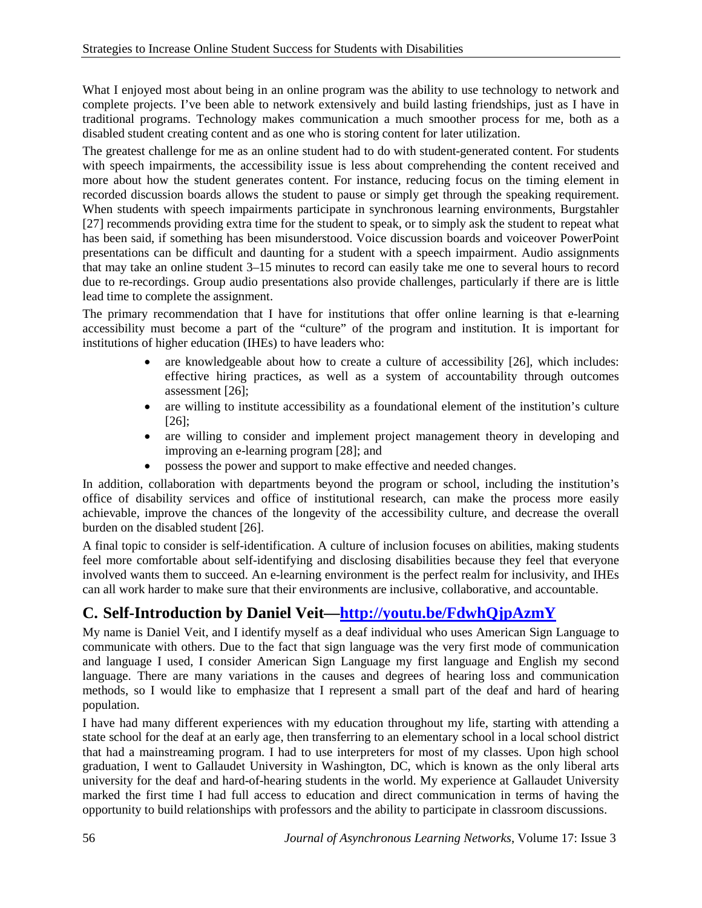What I enjoyed most about being in an online program was the ability to use technology to network and complete projects. I've been able to network extensively and build lasting friendships, just as I have in traditional programs. Technology makes communication a much smoother process for me, both as a disabled student creating content and as one who is storing content for later utilization.

The greatest challenge for me as an online student had to do with student-generated content. For students with speech impairments, the accessibility issue is less about comprehending the content received and more about how the student generates content. For instance, reducing focus on the timing element in recorded discussion boards allows the student to pause or simply get through the speaking requirement. When students with speech impairments participate in synchronous learning environments, Burgstahler [27] recommends providing extra time for the student to speak, or to simply ask the student to repeat what has been said, if something has been misunderstood. Voice discussion boards and voiceover PowerPoint presentations can be difficult and daunting for a student with a speech impairment. Audio assignments that may take an online student 3–15 minutes to record can easily take me one to several hours to record due to re-recordings. Group audio presentations also provide challenges, particularly if there are is little lead time to complete the assignment.

The primary recommendation that I have for institutions that offer online learning is that e-learning accessibility must become a part of the "culture" of the program and institution. It is important for institutions of higher education (IHEs) to have leaders who:

- are knowledgeable about how to create a culture of accessibility [26], which includes: effective hiring practices, as well as a system of accountability through outcomes assessment [26];
- are willing to institute accessibility as a foundational element of the institution's culture [26];
- are willing to consider and implement project management theory in developing and improving an e-learning program [28]; and
- possess the power and support to make effective and needed changes.

In addition, collaboration with departments beyond the program or school, including the institution's office of disability services and office of institutional research, can make the process more easily achievable, improve the chances of the longevity of the accessibility culture, and decrease the overall burden on the disabled student [26].

A final topic to consider is self-identification. A culture of inclusion focuses on abilities, making students feel more comfortable about self-identifying and disclosing disabilities because they feel that everyone involved wants them to succeed. An e-learning environment is the perfect realm for inclusivity, and IHEs can all work harder to make sure that their environments are inclusive, collaborative, and accountable.

## C. Self-Introduction by Daniel Veit—[http://youtu.be/FdwhQjpAzmY](http://youtu.be/FdwhQjpAzmY)

My name is Daniel Veit, and I identify myself as a deaf individual who uses American Sign Language to communicate with others. Due to the fact that sign language was the very first mode of communication and language I used, I consider American Sign Language my first language and English my second language. There are many variations in the causes and degrees of hearing loss and communication methods, so I would like to emphasize that I represent a small part of the deaf and hard of hearing population.

I have had many different experiences with my education throughout my life, starting with attending a state school for the deaf at an early age, then transferring to an elementary school in a local school district that had a mainstreaming program. I had to use interpreters for most of my classes. Upon high school graduation, I went to Gallaudet University in Washington, DC, which is known as the only liberal arts university for the deaf and hard-of-hearing students in the world. My experience at Gallaudet University marked the first time I had full access to education and direct communication in terms of having the opportunity to build relationships with professors and the ability to participate in classroom discussions.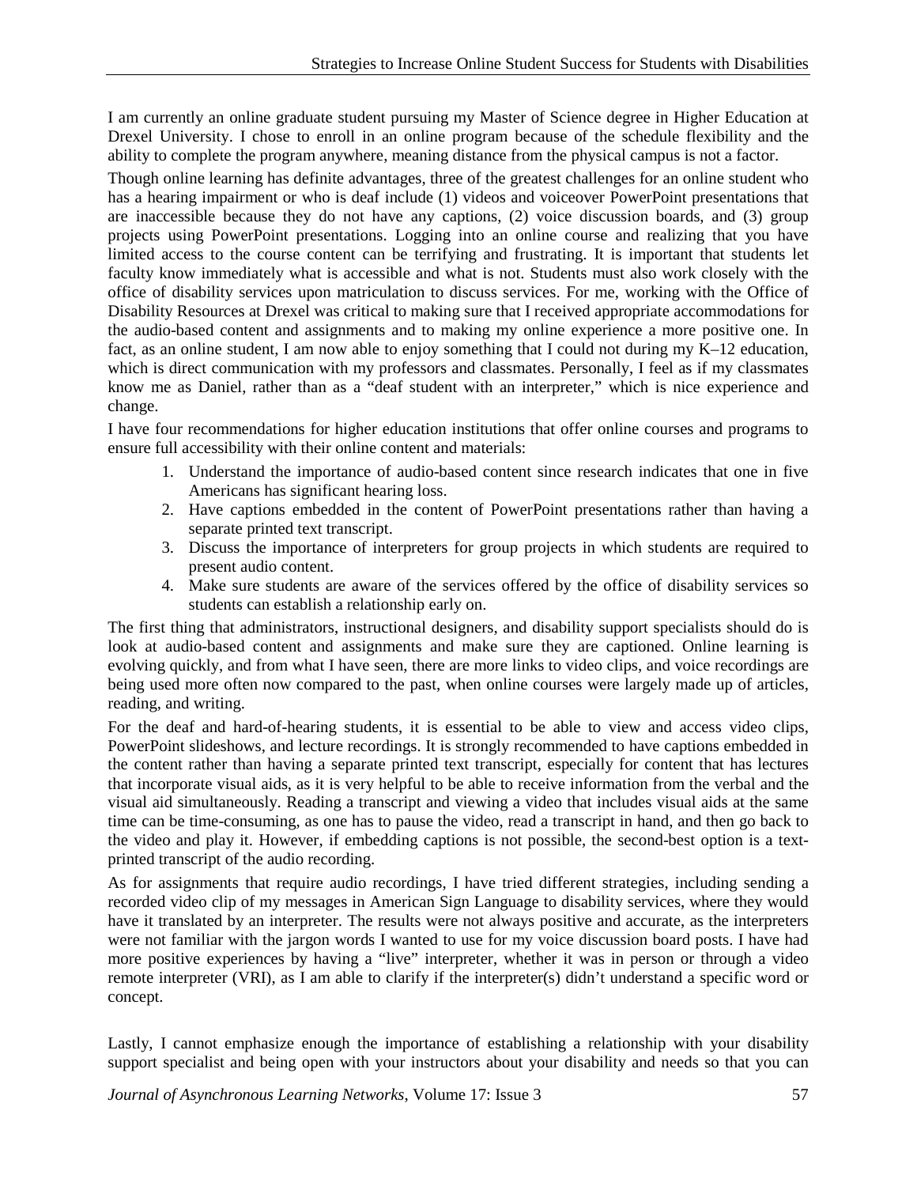I am currently an online graduate student pursuing my Master of Science degree in Higher Education at Drexel University. I chose to enroll in an online program because of the schedule flexibility and the ability to complete the program anywhere, meaning distance from the physical campus is not a factor.

Though online learning has definite advantages, three of the greatest challenges for an online student who has a hearing impairment or who is deaf include (1) videos and voiceover PowerPoint presentations that are inaccessible because they do not have any captions, (2) voice discussion boards, and (3) group projects using PowerPoint presentations. Logging into an online course and realizing that you have limited access to the course content can be terrifying and frustrating. It is important that students let faculty know immediately what is accessible and what is not. Students must also work closely with the office of disability services upon matriculation to discuss services. For me, working with the Office of Disability Resources at Drexel was critical to making sure that I received appropriate accommodations for the audio-based content and assignments and to making my online experience a more positive one. In fact, as an online student, I am now able to enjoy something that I could not during my K–12 education, which is direct communication with my professors and classmates. Personally, I feel as if my classmates know me as Daniel, rather than as a "deaf student with an interpreter," which is nice experience and change.

I have four recommendations for higher education institutions that offer online courses and programs to ensure full accessibility with their online content and materials:

1. Understand the importance of audio-based content since research indicates that one in five Americans has significant hearing loss.
2. Have captions embedded in the content of PowerPoint presentations rather than having a separate printed text transcript.
3. Discuss the importance of interpreters for group projects in which students are required to present audio content.
4. Make sure students are aware of the services offered by the office of disability services so students can establish a relationship early on.

The first thing that administrators, instructional designers, and disability support specialists should do is look at audio-based content and assignments and make sure they are captioned. Online learning is evolving quickly, and from what I have seen, there are more links to video clips, and voice recordings are being used more often now compared to the past, when online courses were largely made up of articles, reading, and writing.

For the deaf and hard-of-hearing students, it is essential to be able to view and access video clips, PowerPoint slideshows, and lecture recordings. It is strongly recommended to have captions embedded in the content rather than having a separate printed text transcript, especially for content that has lectures that incorporate visual aids, as it is very helpful to be able to receive information from the verbal and the visual aid simultaneously. Reading a transcript and viewing a video that includes visual aids at the same time can be time-consuming, as one has to pause the video, read a transcript in hand, and then go back to the video and play it. However, if embedding captions is not possible, the second-best option is a text-printed transcript of the audio recording.

As for assignments that require audio recordings, I have tried different strategies, including sending a recorded video clip of my messages in American Sign Language to disability services, where they would have it translated by an interpreter. The results were not always positive and accurate, as the interpreters were not familiar with the jargon words I wanted to use for my voice discussion board posts. I have had more positive experiences by having a "live" interpreter, whether it was in person or through a video remote interpreter (VRI), as I am able to clarify if the interpreter(s) didn't understand a specific word or concept.

Lastly, I cannot emphasize enough the importance of establishing a relationship with your disability support specialist and being open with your instructors about your disability and needs so that you can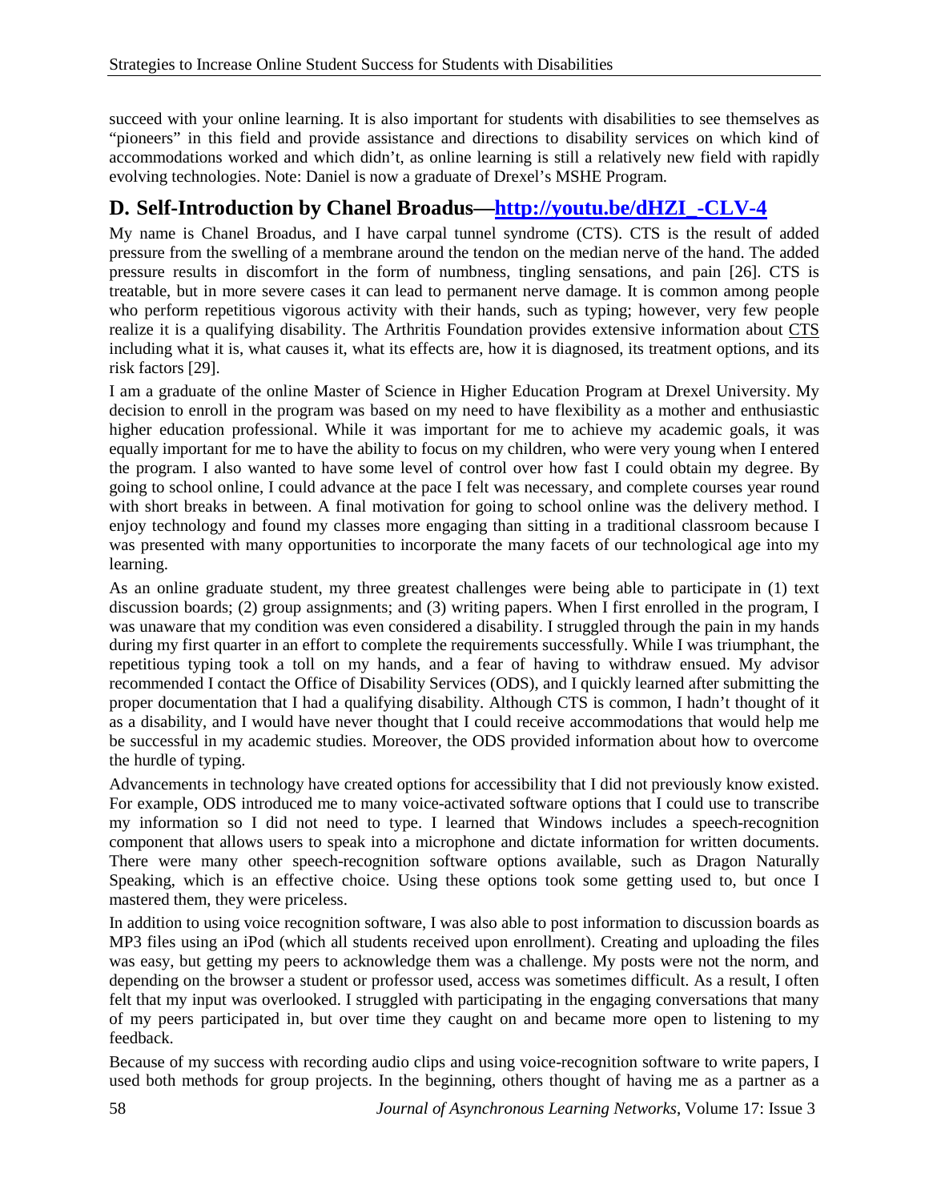succeed with your online learning. It is also important for students with disabilities to see themselves as "pioneers" in this field and provide assistance and directions to disability services on which kind of accommodations worked and which didn't, as online learning is still a relatively new field with rapidly evolving technologies. Note: Daniel is now a graduate of Drexel's MSHE Program.

## D. Self-Introduction by Chanel Broadus—[http://youtu.be/dHZI_-CLV-4](http://youtu.be/dHZI_-CLV-4)

My name is Chanel Broadus, and I have carpal tunnel syndrome (CTS). CTS is the result of added pressure from the swelling of a membrane around the tendon on the median nerve of the hand. The added pressure results in discomfort in the form of numbness, tingling sensations, and pain [26]. CTS is treatable, but in more severe cases it can lead to permanent nerve damage. It is common among people who perform repetitious vigorous activity with their hands, such as typing; however, very few people realize it is a qualifying disability. The Arthritis Foundation provides extensive information about CTS including what it is, what causes it, what its effects are, how it is diagnosed, its treatment options, and its risk factors [29].

I am a graduate of the online Master of Science in Higher Education Program at Drexel University. My decision to enroll in the program was based on my need to have flexibility as a mother and enthusiastic higher education professional. While it was important for me to achieve my academic goals, it was equally important for me to have the ability to focus on my children, who were very young when I entered the program. I also wanted to have some level of control over how fast I could obtain my degree. By going to school online, I could advance at the pace I felt was necessary, and complete courses year round with short breaks in between. A final motivation for going to school online was the delivery method. I enjoy technology and found my classes more engaging than sitting in a traditional classroom because I was presented with many opportunities to incorporate the many facets of our technological age into my learning.

As an online graduate student, my three greatest challenges were being able to participate in (1) text discussion boards; (2) group assignments; and (3) writing papers. When I first enrolled in the program, I was unaware that my condition was even considered a disability. I struggled through the pain in my hands during my first quarter in an effort to complete the requirements successfully. While I was triumphant, the repetitious typing took a toll on my hands, and a fear of having to withdraw ensued. My advisor recommended I contact the Office of Disability Services (ODS), and I quickly learned after submitting the proper documentation that I had a qualifying disability. Although CTS is common, I hadn't thought of it as a disability, and I would have never thought that I could receive accommodations that would help me be successful in my academic studies. Moreover, the ODS provided information about how to overcome the hurdle of typing.

Advancements in technology have created options for accessibility that I did not previously know existed. For example, ODS introduced me to many voice-activated software options that I could use to transcribe my information so I did not need to type. I learned that Windows includes a speech-recognition component that allows users to speak into a microphone and dictate information for written documents. There were many other speech-recognition software options available, such as Dragon Naturally Speaking, which is an effective choice. Using these options took some getting used to, but once I mastered them, they were priceless.

In addition to using voice recognition software, I was also able to post information to discussion boards as MP3 files using an iPod (which all students received upon enrollment). Creating and uploading the files was easy, but getting my peers to acknowledge them was a challenge. My posts were not the norm, and depending on the browser a student or professor used, access was sometimes difficult. As a result, I often felt that my input was overlooked. I struggled with participating in the engaging conversations that many of my peers participated in, but over time they caught on and became more open to listening to my feedback.

Because of my success with recording audio clips and using voice-recognition software to write papers, I used both methods for group projects. In the beginning, others thought of having me as a partner as a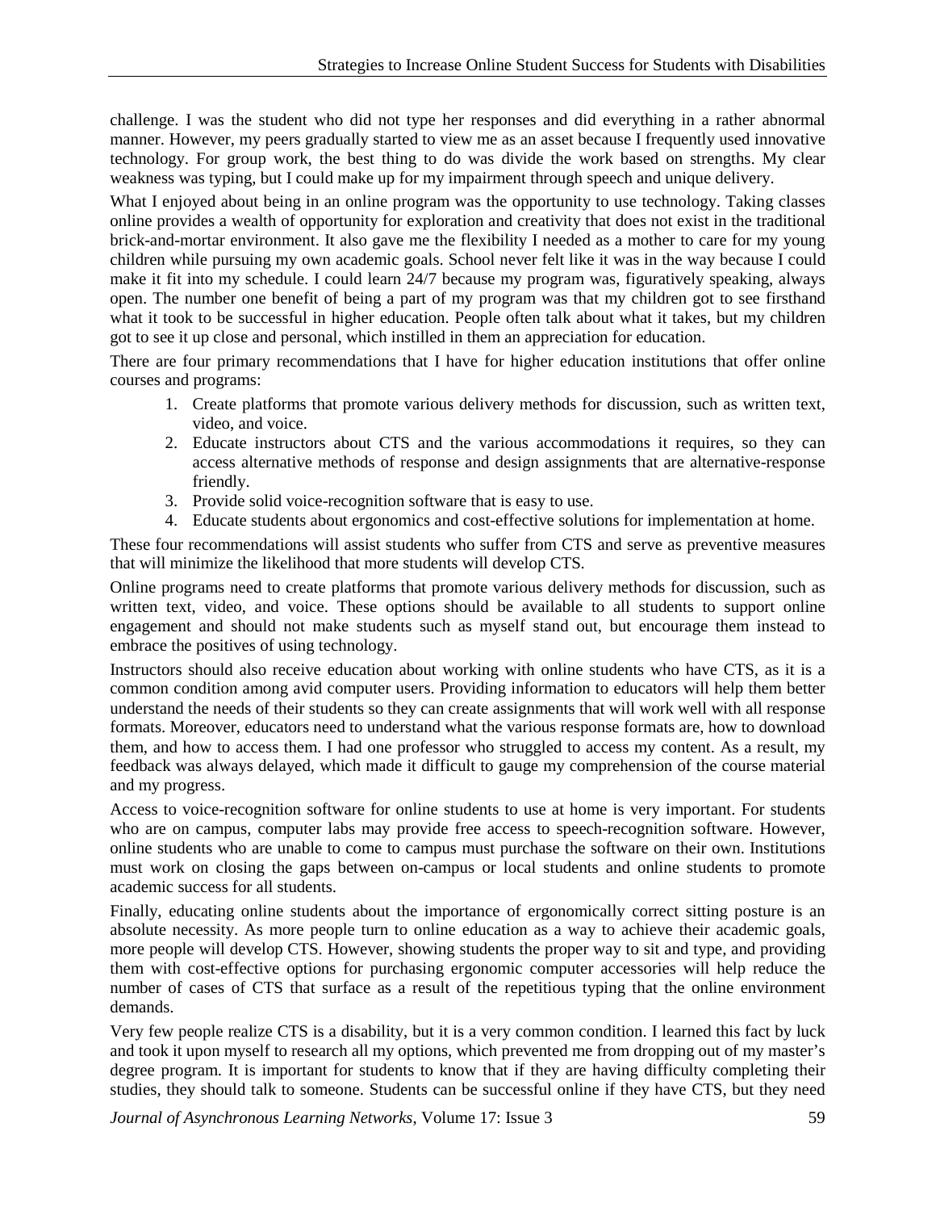challenge. I was the student who did not type her responses and did everything in a rather abnormal manner. However, my peers gradually started to view me as an asset because I frequently used innovative technology. For group work, the best thing to do was divide the work based on strengths. My clear weakness was typing, but I could make up for my impairment through speech and unique delivery.

What I enjoyed about being in an online program was the opportunity to use technology. Taking classes online provides a wealth of opportunity for exploration and creativity that does not exist in the traditional brick-and-mortar environment. It also gave me the flexibility I needed as a mother to care for my young children while pursuing my own academic goals. School never felt like it was in the way because I could make it fit into my schedule. I could learn 24/7 because my program was, figuratively speaking, always open. The number one benefit of being a part of my program was that my children got to see firsthand what it took to be successful in higher education. People often talk about what it takes, but my children got to see it up close and personal, which instilled in them an appreciation for education.

There are four primary recommendations that I have for higher education institutions that offer online courses and programs:

1. Create platforms that promote various delivery methods for discussion, such as written text, video, and voice.
2. Educate instructors about CTS and the various accommodations it requires, so they can access alternative methods of response and design assignments that are alternative-response friendly.
3. Provide solid voice-recognition software that is easy to use.
4. Educate students about ergonomics and cost-effective solutions for implementation at home.

These four recommendations will assist students who suffer from CTS and serve as preventive measures that will minimize the likelihood that more students will develop CTS.

Online programs need to create platforms that promote various delivery methods for discussion, such as written text, video, and voice. These options should be available to all students to support online engagement and should not make students such as myself stand out, but encourage them instead to embrace the positives of using technology.

Instructors should also receive education about working with online students who have CTS, as it is a common condition among avid computer users. Providing information to educators will help them better understand the needs of their students so they can create assignments that will work well with all response formats. Moreover, educators need to understand what the various response formats are, how to download them, and how to access them. I had one professor who struggled to access my content. As a result, my feedback was always delayed, which made it difficult to gauge my comprehension of the course material and my progress.

Access to voice-recognition software for online students to use at home is very important. For students who are on campus, computer labs may provide free access to speech-recognition software. However, online students who are unable to come to campus must purchase the software on their own. Institutions must work on closing the gaps between on-campus or local students and online students to promote academic success for all students.

Finally, educating online students about the importance of ergonomically correct sitting posture is an absolute necessity. As more people turn to online education as a way to achieve their academic goals, more people will develop CTS. However, showing students the proper way to sit and type, and providing them with cost-effective options for purchasing ergonomic computer accessories will help reduce the number of cases of CTS that surface as a result of the repetitious typing that the online environment demands.

Very few people realize CTS is a disability, but it is a very common condition. I learned this fact by luck and took it upon myself to research all my options, which prevented me from dropping out of my master's degree program. It is important for students to know that if they are having difficulty completing their studies, they should talk to someone. Students can be successful online if they have CTS, but they need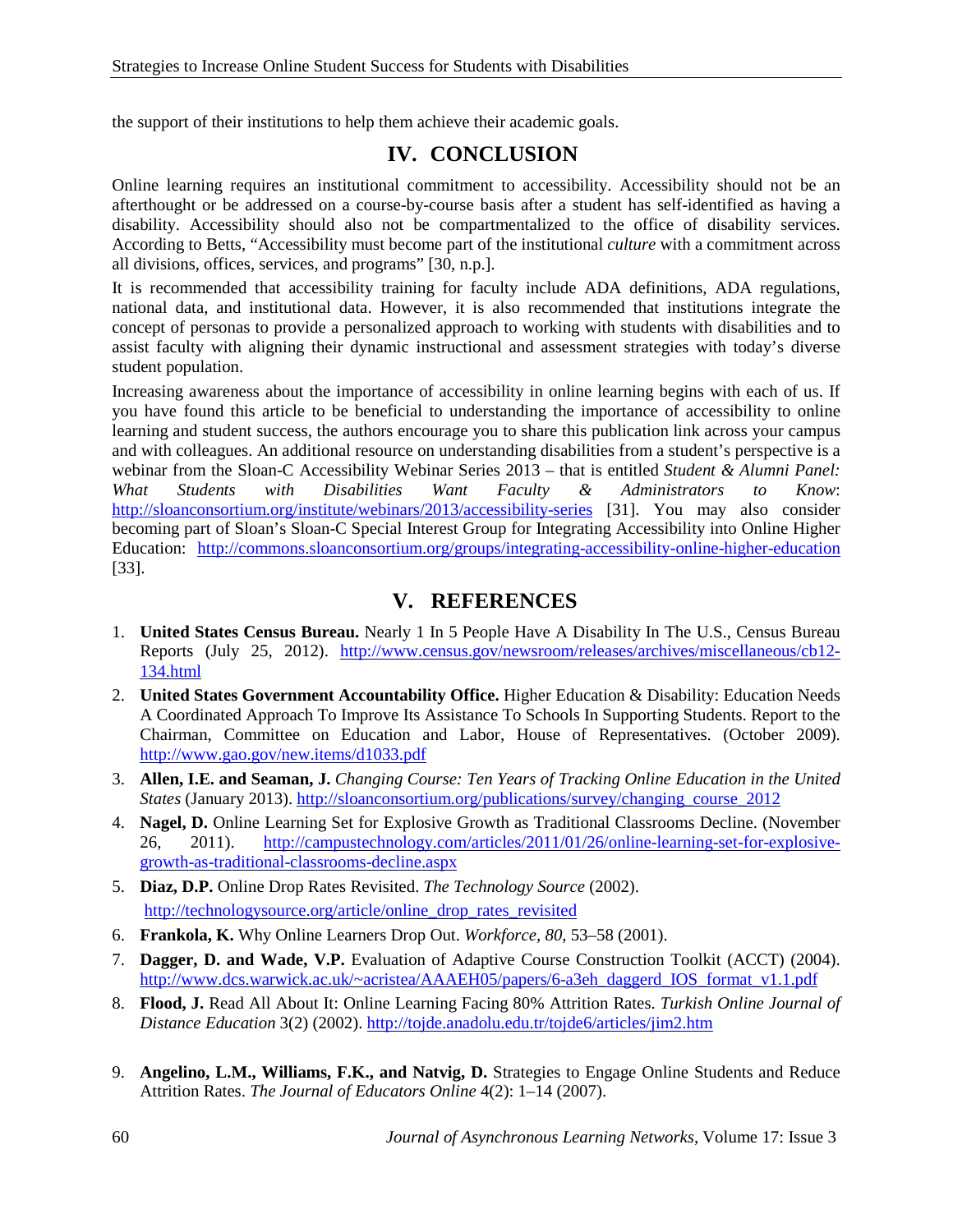the support of their institutions to help them achieve their academic goals.

## IV. CONCLUSION

Online learning requires an institutional commitment to accessibility. Accessibility should not be an afterthought or be addressed on a course-by-course basis after a student has self-identified as having a disability. Accessibility should also not be compartmentalized to the office of disability services. According to Betts, "Accessibility must become part of the institutional *culture* with a commitment across all divisions, offices, services, and programs" [30, n.p.].

It is recommended that accessibility training for faculty include ADA definitions, ADA regulations, national data, and institutional data. However, it is also recommended that institutions integrate the concept of personas to provide a personalized approach to working with students with disabilities and to assist faculty with aligning their dynamic instructional and assessment strategies with today's diverse student population.

Increasing awareness about the importance of accessibility in online learning begins with each of us. If you have found this article to be beneficial to understanding the importance of accessibility to online learning and student success, the authors encourage you to share this publication link across your campus and with colleagues. An additional resource on understanding disabilities from a student's perspective is a webinar from the Sloan-C Accessibility Webinar Series 2013 – that is entitled *Student & Alumni Panel: What Students with Disabilities Want Faculty & Administrators to Know*: http://sloanconsortium.org/institute/webinars/2013/accessibility-series [31]. You may also consider becoming part of Sloan's Sloan-C Special Interest Group for Integrating Accessibility into Online Higher Education: http://commons.sloanconsortium.org/groups/integrating-accessibility-online-higher-education [33].

## V. REFERENCES

1. **United States Census Bureau.** Nearly 1 In 5 People Have A Disability In The U.S., Census Bureau Reports (July 25, 2012). http://www.census.gov/newsroom/releases/archives/miscellaneous/cb12-134.html
2. **United States Government Accountability Office.** Higher Education & Disability: Education Needs A Coordinated Approach To Improve Its Assistance To Schools In Supporting Students. Report to the Chairman, Committee on Education and Labor, House of Representatives. (October 2009). http://www.gao.gov/new.items/d1033.pdf
3. **Allen, I.E. and Seaman, J.** *Changing Course: Ten Years of Tracking Online Education in the United States* (January 2013). http://sloanconsortium.org/publications/survey/changing_course_2012
4. **Nagel, D.** Online Learning Set for Explosive Growth as Traditional Classrooms Decline. (November 26, 2011). http://campustechnology.com/articles/2011/01/26/online-learning-set-for-explosive-growth-as-traditional-classrooms-decline.aspx
5. **Diaz, D.P.** Online Drop Rates Revisited. *The Technology Source* (2002). http://technologysource.org/article/online_drop_rates_revisited
6. **Frankola, K.** Why Online Learners Drop Out. *Workforce*, *80*, 53–58 (2001).
7. **Dagger, D. and Wade, V.P.** Evaluation of Adaptive Course Construction Toolkit (ACCT) (2004). http://www.dcs.warwick.ac.uk/~acristea/AAAEH05/papers/6-a3eh_daggerd_IOS_format_v1.1.pdf
8. **Flood, J.** Read All About It: Online Learning Facing 80% Attrition Rates. *Turkish Online Journal of Distance Education* 3(2) (2002). http://tojde.anadolu.edu.tr/tojde6/articles/jim2.htm
9. **Angelino, L.M., Williams, F.K., and Natvig, D.** Strategies to Engage Online Students and Reduce Attrition Rates. *The Journal of Educators Online* 4(2): 1–14 (2007).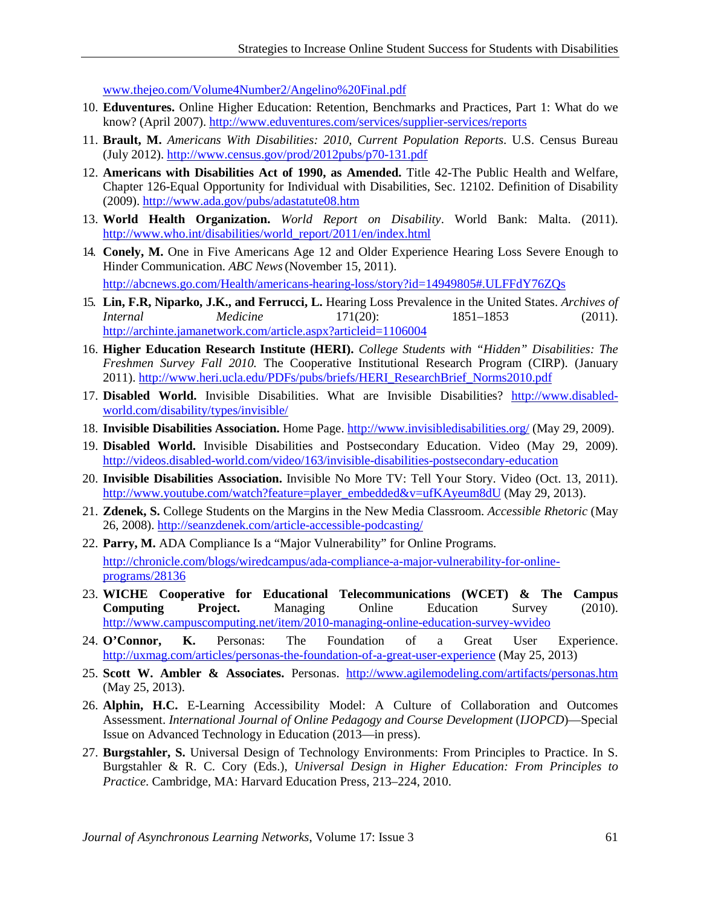www.thejeo.com/Volume4Number2/Angelino%20Final.pdf

10. **Eduventures.** Online Higher Education: Retention, Benchmarks and Practices, Part 1: What do we know? (April 2007). http://www.eduventures.com/services/supplier-services/reports
11. **Brault, M.** *Americans With Disabilities: 2010, Current Population Reports*. U.S. Census Bureau (July 2012). http://www.census.gov/prod/2012pubs/p70-131.pdf
12. **Americans with Disabilities Act of 1990, as Amended.** Title 42-The Public Health and Welfare, Chapter 126-Equal Opportunity for Individual with Disabilities, Sec. 12102. Definition of Disability (2009). http://www.ada.gov/pubs/adastatute08.htm
13. **World Health Organization.** *World Report on Disability*. World Bank: Malta. (2011). http://www.who.int/disabilities/world_report/2011/en/index.html
14. **Conely, M.** One in Five Americans Age 12 and Older Experience Hearing Loss Severe Enough to Hinder Communication. *ABC News* (November 15, 2011). http://abcnews.go.com/Health/americans-hearing-loss/story?id=14949805#.ULFFdY76ZQs
15. **Lin, F.R, Niparko, J.K., and Ferrucci, L.** Hearing Loss Prevalence in the United States. *Archives of Internal Medicine* 171(20): 1851–1853 (2011). http://archinte.jamanetwork.com/article.aspx?articleid=1106004
16. **Higher Education Research Institute (HERI).** *College Students with "Hidden" Disabilities: The Freshmen Survey Fall 2010.* The Cooperative Institutional Research Program (CIRP). (January 2011). http://www.heri.ucla.edu/PDFs/pubs/briefs/HERI_ResearchBrief_Norms2010.pdf
17. **Disabled World.** Invisible Disabilities. What are Invisible Disabilities? http://www.disabled-world.com/disability/types/invisible/
18. **Invisible Disabilities Association.** Home Page. http://www.invisibledisabilities.org/ (May 29, 2009).
19. **Disabled World.** Invisible Disabilities and Postsecondary Education. Video (May 29, 2009). http://videos.disabled-world.com/video/163/invisible-disabilities-postsecondary-education
20. **Invisible Disabilities Association.** Invisible No More TV: Tell Your Story. Video (Oct. 13, 2011). http://www.youtube.com/watch?feature=player_embedded&v=ufKAyeum8dU (May 29, 2013).
21. **Zdenek, S.** College Students on the Margins in the New Media Classroom. *Accessible Rhetoric* (May 26, 2008). http://seanzdenek.com/article-accessible-podcasting/
22. **Parry, M.** ADA Compliance Is a "Major Vulnerability" for Online Programs. http://chronicle.com/blogs/wiredcampus/ada-compliance-a-major-vulnerability-for-online-programs/28136
23. **WICHE Cooperative for Educational Telecommunications (WCET) & The Campus Computing Project.** Managing Online Education Survey (2010). http://www.campuscomputing.net/item/2010-managing-online-education-survey-wvideo
24. **O'Connor, K.** Personas: The Foundation of a Great User Experience. http://uxmag.com/articles/personas-the-foundation-of-a-great-user-experience (May 25, 2013)
25. **Scott W. Ambler & Associates.** Personas. http://www.agilemodeling.com/artifacts/personas.htm (May 25, 2013).
26. **Alphin, H.C.** E-Learning Accessibility Model: A Culture of Collaboration and Outcomes Assessment. *International Journal of Online Pedagogy and Course Development* (*IJOPCD*)—Special Issue on Advanced Technology in Education (2013—in press).
27. **Burgstahler, S.** Universal Design of Technology Environments: From Principles to Practice. In S. Burgstahler & R. C. Cory (Eds.), *Universal Design in Higher Education: From Principles to Practice.* Cambridge, MA: Harvard Education Press, 213–224, 2010.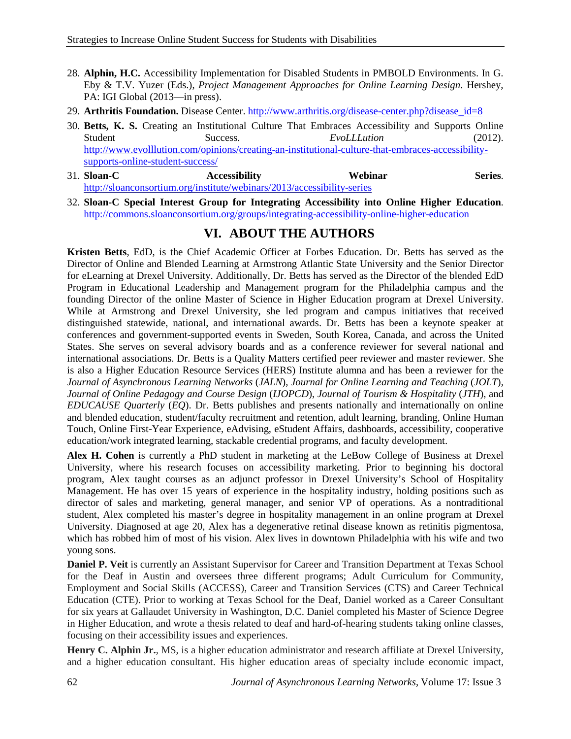28. **Alphin, H.C.** Accessibility Implementation for Disabled Students in PMBOLD Environments. In G. Eby & T.V. Yuzer (Eds.), *Project Management Approaches for Online Learning Design*. Hershey, PA: IGI Global (2013—in press).
29. **Arthritis Foundation.** Disease Center. http://www.arthritis.org/disease-center.php?disease_id=8
30. **Betts, K. S.** Creating an Institutional Culture That Embraces Accessibility and Supports Online Student Success. *EvoLLLution* (2012). http://www.evolllution.com/opinions/creating-an-institutional-culture-that-embraces-accessibility-supports-online-student-success/
31. **Sloan-C Accessibility Webinar Series**. http://sloanconsortium.org/institute/webinars/2013/accessibility-series
32. **Sloan-C Special Interest Group for Integrating Accessibility into Online Higher Education**. http://commons.sloanconsortium.org/groups/integrating-accessibility-online-higher-education

## VI. ABOUT THE AUTHORS

**Kristen Betts**, EdD, is the Chief Academic Officer at Forbes Education. Dr. Betts has served as the Director of Online and Blended Learning at Armstrong Atlantic State University and the Senior Director for eLearning at Drexel University. Additionally, Dr. Betts has served as the Director of the blended EdD Program in Educational Leadership and Management program for the Philadelphia campus and the founding Director of the online Master of Science in Higher Education program at Drexel University. While at Armstrong and Drexel University, she led program and campus initiatives that received distinguished statewide, national, and international awards. Dr. Betts has been a keynote speaker at conferences and government-supported events in Sweden, South Korea, Canada, and across the United States. She serves on several advisory boards and as a conference reviewer for several national and international associations. Dr. Betts is a Quality Matters certified peer reviewer and master reviewer. She is also a Higher Education Resource Services (HERS) Institute alumna and has been a reviewer for the *Journal of Asynchronous Learning Networks* (*JALN*), *Journal for Online Learning and Teaching* (*JOLT*), *Journal of Online Pedagogy and Course Design* (*IJOPCD*), *Journal of Tourism & Hospitality* (*JTH*), and *EDUCAUSE Quarterly* (*EQ*). Dr. Betts publishes and presents nationally and internationally on online and blended education, student/faculty recruitment and retention, adult learning, branding, Online Human Touch, Online First-Year Experience, eAdvising, eStudent Affairs, dashboards, accessibility, cooperative education/work integrated learning, stackable credential programs, and faculty development.

**Alex H. Cohen** is currently a PhD student in marketing at the LeBow College of Business at Drexel University, where his research focuses on accessibility marketing. Prior to beginning his doctoral program, Alex taught courses as an adjunct professor in Drexel University's School of Hospitality Management. He has over 15 years of experience in the hospitality industry, holding positions such as director of sales and marketing, general manager, and senior VP of operations. As a nontraditional student, Alex completed his master's degree in hospitality management in an online program at Drexel University. Diagnosed at age 20, Alex has a degenerative retinal disease known as retinitis pigmentosa, which has robbed him of most of his vision. Alex lives in downtown Philadelphia with his wife and two young sons.

**Daniel P. Veit** is currently an Assistant Supervisor for Career and Transition Department at Texas School for the Deaf in Austin and oversees three different programs; Adult Curriculum for Community, Employment and Social Skills (ACCESS), Career and Transition Services (CTS) and Career Technical Education (CTE). Prior to working at Texas School for the Deaf, Daniel worked as a Career Consultant for six years at Gallaudet University in Washington, D.C. Daniel completed his Master of Science Degree in Higher Education, and wrote a thesis related to deaf and hard-of-hearing students taking online classes, focusing on their accessibility issues and experiences.

**Henry C. Alphin Jr.**, MS, is a higher education administrator and research affiliate at Drexel University, and a higher education consultant. His higher education areas of specialty include economic impact,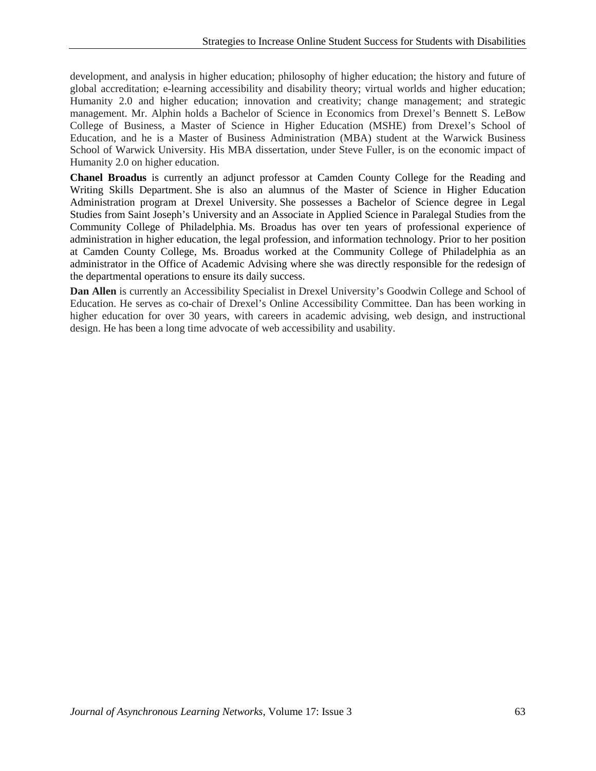development, and analysis in higher education; philosophy of higher education; the history and future of global accreditation; e-learning accessibility and disability theory; virtual worlds and higher education; Humanity 2.0 and higher education; innovation and creativity; change management; and strategic management. Mr. Alphin holds a Bachelor of Science in Economics from Drexel's Bennett S. LeBow College of Business, a Master of Science in Higher Education (MSHE) from Drexel's School of Education, and he is a Master of Business Administration (MBA) student at the Warwick Business School of Warwick University. His MBA dissertation, under Steve Fuller, is on the economic impact of Humanity 2.0 on higher education.

**Chanel Broadus** is currently an adjunct professor at Camden County College for the Reading and Writing Skills Department. She is also an alumnus of the Master of Science in Higher Education Administration program at Drexel University. She possesses a Bachelor of Science degree in Legal Studies from Saint Joseph's University and an Associate in Applied Science in Paralegal Studies from the Community College of Philadelphia. Ms. Broadus has over ten years of professional experience of administration in higher education, the legal profession, and information technology. Prior to her position at Camden County College, Ms. Broadus worked at the Community College of Philadelphia as an administrator in the Office of Academic Advising where she was directly responsible for the redesign of the departmental operations to ensure its daily success.

**Dan Allen** is currently an Accessibility Specialist in Drexel University's Goodwin College and School of Education. He serves as co-chair of Drexel's Online Accessibility Committee. Dan has been working in higher education for over 30 years, with careers in academic advising, web design, and instructional design. He has been a long time advocate of web accessibility and usability.